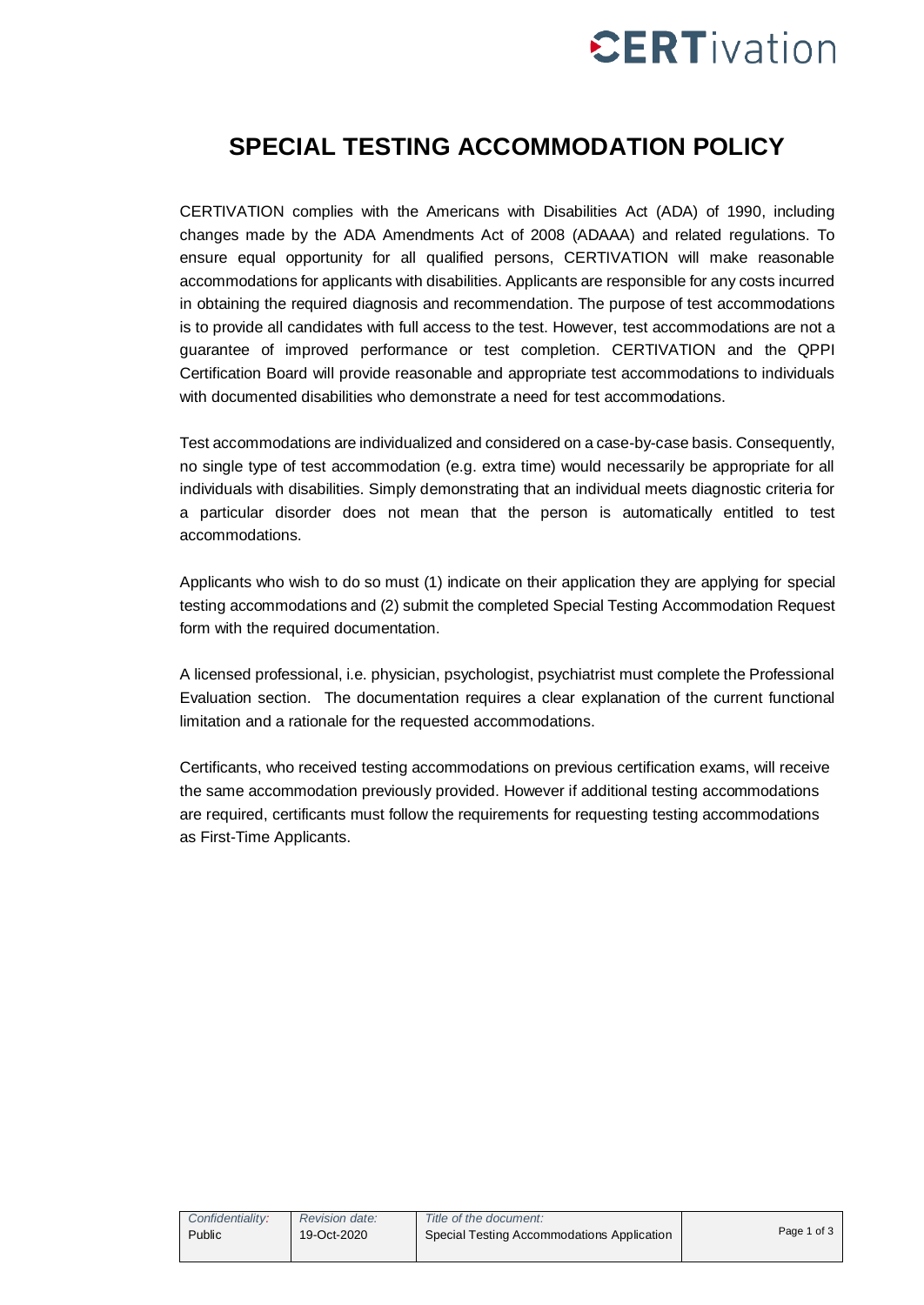# SPECIAL TESTING ACCOMMODATION POLICY

CERTIVATION complies with the Americans with Disabilities Act (ADA) of 1990, including changes made by the ADA Amendments Act of 2008 (ADAAA) and related regulations. To ensure equal opportunity for all qualified persons, CERTIVATION will make reasonable accommodations for applicants with disabilities. Applicants are responsible for any costs incurred in obtaining the required diagnosis and recommendation. The purpose of test accommodations is to provide all candidates with full access to the test. However, test accommodations are not a guarantee of improved performance or test completion. CERTIVATION and the QPPI Certification Board will provide reasonable and appropriate test accommodations to individuals with documented disabilities who demonstrate a need for test accommodations.

Test accommodations are individualized and considered on a case-by-case basis. Consequently, no single type of test accommodation (e.g. extra time) would necessarily be appropriate for all individuals with disabilities. Simply demonstrating that an individual meets diagnostic criteria for a particular disorder does not mean that the person is automatically entitled to test accommodations.

Applicants who wish to do so must (1) indicate on their application they are applying for special testing accommodations and (2) submit the completed Special Testing Accommodation Request form with the required documentation.

A licensed professional, i.e. physician, psychologist, psychiatrist must complete the Professional Evaluation section. The documentation requires a clear explanation of the current functional limitation and a rationale for the requested accommodations.

Certificants, who received testing accommodations on previous certification exams, will receive the same accommodation previously provided. However if additional testing accommodations are required, certificants must follow the requirements for requesting testing accommodations as First-Time Applicants.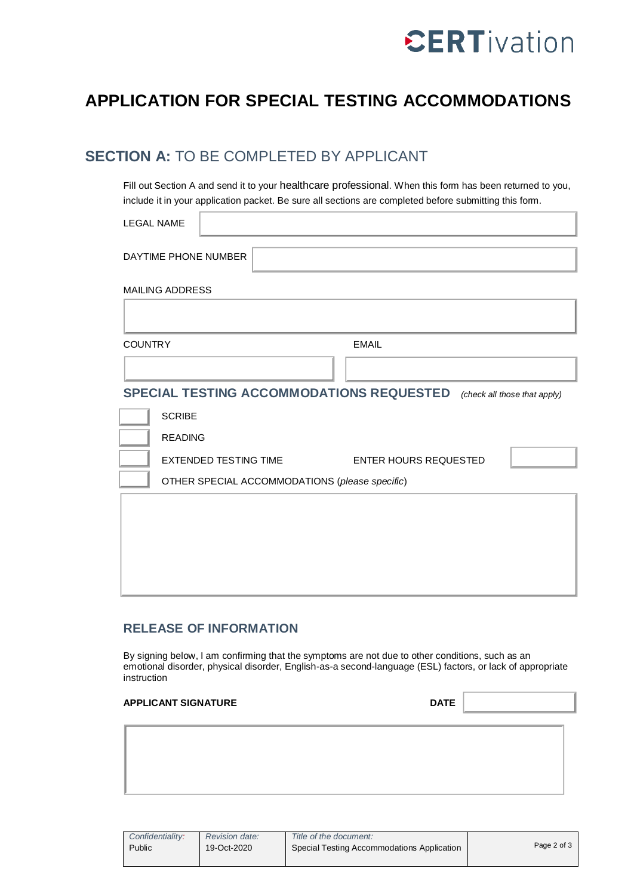# APPLICATION FOR SPECIAL TESTING ACCOMMODATIONS

## SECTION A: TO BE COMPLETED BY APPLICANT

Fill out Section A and send it to your healthcare professional. When this form has been returned to you, include it in your application packet. Be sure all sections are completed before submitting this form.

LEGAL NAME

DAYTIME PHONE NUMBER

MAILING ADDRESS

COUNTRY

EMAIL

### SPECIAL TESTING ACCOMMODATIONS REQUESTED *(check all those that apply)*

- [ ] SCRIBE
- [ ] READING
- [ ] EXTENDED TESTING TIME — ENTER HOURS REQUESTED
- [ ] OTHER SPECIAL ACCOMMODATIONS (*please specific*)

### RELEASE OF INFORMATION

By signing below, I am confirming that the symptoms are not due to other conditions, such as an emotional disorder, physical disorder, English-as-a second-language (ESL) factors, or lack of appropriate instruction

**APPLICANT SIGNATURE**

**DATE**

| Confidentiality: | Revision date: | Title of the document: |
|---|---|---|
| Public | 19-Oct-2020 | Special Testing Accommodations Application |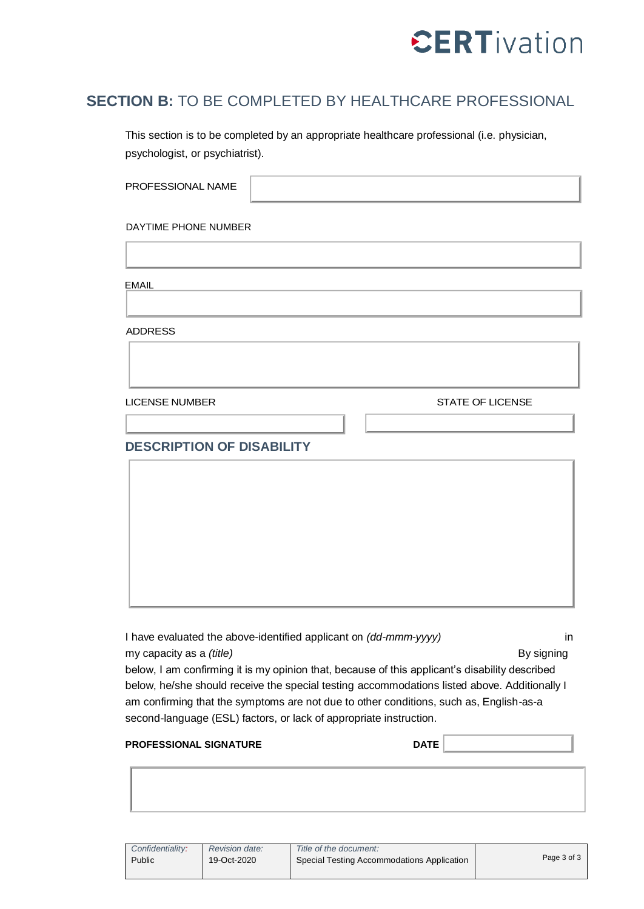## **SECTION B:** TO BE COMPLETED BY HEALTHCARE PROFESSIONAL

This section is to be completed by an appropriate healthcare professional (i.e. physician, psychologist, or psychiatrist).

PROFESSIONAL NAME

DAYTIME PHONE NUMBER

EMAIL

ADDRESS

LICENSE NUMBER

STATE OF LICENSE

### DESCRIPTION OF DISABILITY

I have evaluated the above-identified applicant on *(dd-mmm-yyyy)* in my capacity as a *(title)* By signing below, I am confirming it is my opinion that, because of this applicant's disability described below, he/she should receive the special testing accommodations listed above. Additionally I am confirming that the symptoms are not due to other conditions, such as, English-as-a second-language (ESL) factors, or lack of appropriate instruction.

**PROFESSIONAL SIGNATURE**

**DATE**

| *Confidentiality:* | *Revision date:* | *Title of the document:* |
|---|---|---|
| Public | 19-Oct-2020 | Special Testing Accommodations Application |